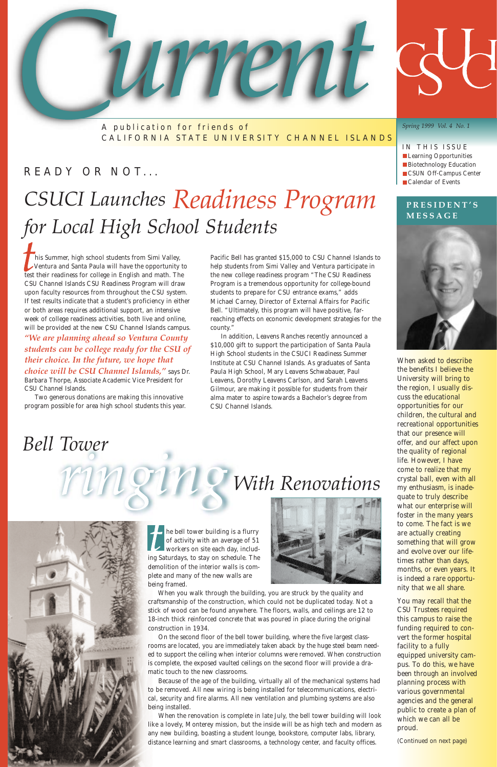# Current

A publication for friends of CALIFORNIA STATE UNIVERSITY CHANNEL ISLANDS

CSUCI

*Spring 1999 Vol. 4 No. 1*

IN THIS ISSUE

- Learning Opportunities
- Biotechnology Education
- CSUN Off-Campus Center
- Calendar of Events

READY OR NOT...

## *CSUCI Launches Readiness Program for Local High School Students*

This Summer, high school students from Simi Valley, Ventura and Santa Paula will have the opportunity to test their readiness for college in English and math. The CSU Channel Islands CSU Readiness Program will draw upon faculty resources from throughout the CSU system. If test results indicate that a student's proficiency in either or both areas requires additional support, an intensive week of college readiness activities, both live and online, will be provided at the new CSU Channel Islands campus. ***"We are planning ahead so Ventura County students can be college ready for the CSU of their choice. In the future, we hope that choice will be CSU Channel Islands,"*** says Dr. Barbara Thorpe, Associate Academic Vice President for CSU Channel Islands.

Two generous donations are making this innovative program possible for area high school students this year.

Pacific Bell has granted $15,000 to CSU Channel Islands to help students from Simi Valley and Ventura participate in the new college readiness program "The CSU Readiness Program is a tremendous opportunity for college-bound students to prepare for CSU entrance exams," adds Michael Carney, Director of External Affairs for Pacific Bell. "Ultimately, this program will have positive, far-reaching effects on economic development strategies for the county."

In addition, Leavens Ranches recently announced a $10,000 gift to support the participation of Santa Paula High School students in the CSUCI Readiness Summer Institute at CSU Channel Islands. As graduates of Santa Paula High School, Mary Leavens Schwabauer, Paul Leavens, Dorothy Leavens Carlson, and Sarah Leavens Gilmour, are making it possible for students from their alma mater to aspire towards a Bachelor's degree from CSU Channel Islands.

## *Bell Tower ringing With Renovations*

The bell tower building is a flurry of activity with an average of 51 workers on site each day, including Saturdays, to stay on schedule. The demolition of the interior walls is complete and many of the new walls are being framed.

When you walk through the building, you are struck by the quality and craftsmanship of the construction, which could not be duplicated today. Not a stick of wood can be found anywhere. The floors, walls, and ceilings are 12 to 18-inch thick reinforced concrete that was poured in place during the original construction in 1934.

On the second floor of the bell tower building, where the five largest classrooms are located, you are immediately taken aback by the huge steel beam needed to support the ceiling when interior columns were removed. When construction is complete, the exposed vaulted ceilings on the second floor will provide a dramatic touch to the new classrooms.

Because of the age of the building, virtually all of the mechanical systems had to be removed. All new wiring is being installed for telecommunications, electrical, security and fire alarms. All new ventilation and plumbing systems are also being installed.

When the renovation is complete in late July, the bell tower building will look like a lovely, Monterey mission, but the inside will be as high tech and modern as any new building, boasting a student lounge, bookstore, computer labs, library, distance learning and smart classrooms, a technology center, and faculty offices.

## PRESIDENT'S MESSAGE

When asked to describe the benefits I believe the University will bring to the region, I usually discuss the educational opportunities for our children, the cultural and recreational opportunities that our presence will offer, and our affect upon the quality of regional life. However, I have come to realize that my crystal ball, even with all my enthusiasm, is inadequate to truly describe what our enterprise will foster in the many years to come. The fact is we are actually creating something that will grow and evolve over our lifetimes rather than days, months, or even years. It is indeed a rare opportunity that we all share.

You may recall that the CSU Trustees required this campus to raise the funding required to convert the former hospital facility to a fully equipped university campus. To do this, we have been through an involved planning process with various governmental agencies and the general public to create a plan of which we can all be proud.

(Continued on next page)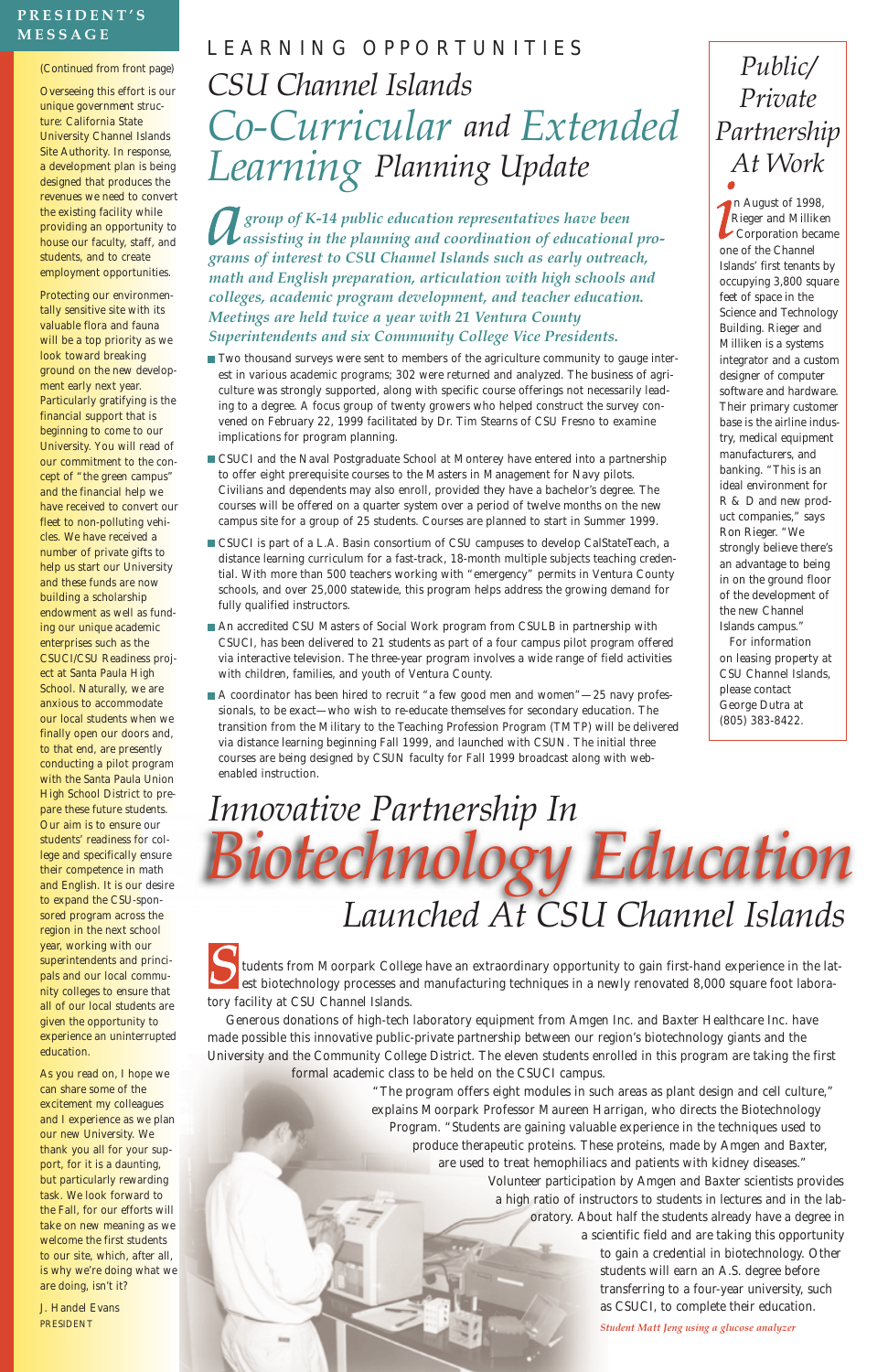## PRESIDENT'S MESSAGE

(Continued from front page)

Overseeing this effort is our unique government structure: California State University Channel Islands Site Authority. In response, a development plan is being designed that produces the revenues we need to convert the existing facility while providing an opportunity to house our faculty, staff, and students, and to create employment opportunities.

Protecting our environmentally sensitive site with its valuable flora and fauna will be a top priority as we look toward breaking ground on the new development early next year. Particularly gratifying is the financial support that is beginning to come to our University. You will read of our commitment to the concept of "the green campus" and the financial help we have received to convert our fleet to non-polluting vehicles. We have received a number of private gifts to help us start our University and these funds are now building a scholarship endowment as well as funding our unique academic enterprises such as the CSUCI/CSU Readiness project at Santa Paula High School. Naturally, we are anxious to accommodate our local students when we finally open our doors and, to that end, are presently conducting a pilot program with the Santa Paula Union High School District to prepare these future students. Our aim is to ensure our students' readiness for college and specifically ensure their competence in math and English. It is our desire to expand the CSU-sponsored program across the region in the next school year, working with our superintendents and principals and our local community colleges to ensure that all of our local students are given the opportunity to experience an uninterrupted education.

As you read on, I hope we can share some of the excitement my colleagues and I experience as we plan our new University. We thank you all for your support, for it is a daunting, but particularly rewarding task. We look forward to the Fall, for our efforts will take on new meaning as we welcome the first students to our site, which, after all, is why we're doing what we are doing, isn't it?

J. Handel Evans
PRESIDENT

# LEARNING OPPORTUNITIES

# CSU Channel Islands *Co-Curricular* and *Extended Learning* Planning Update

***A group of K-14 public education representatives have been assisting in the planning and coordination of educational programs of interest to CSU Channel Islands such as early outreach, math and English preparation, articulation with high schools and colleges, academic program development, and teacher education. Meetings are held twice a year with 21 Ventura County Superintendents and six Community College Vice Presidents.***

- Two thousand surveys were sent to members of the agriculture community to gauge interest in various academic programs; 302 were returned and analyzed. The business of agriculture was strongly supported, along with specific course offerings not necessarily leading to a degree. A focus group of twenty growers who helped construct the survey convened on February 22, 1999 facilitated by Dr. Tim Stearns of CSU Fresno to examine implications for program planning.
- CSUCI and the Naval Postgraduate School at Monterey have entered into a partnership to offer eight prerequisite courses to the Masters in Management for Navy pilots. Civilians and dependents may also enroll, provided they have a bachelor's degree. The courses will be offered on a quarter system over a period of twelve months on the new campus site for a group of 25 students. Courses are planned to start in Summer 1999.
- CSUCI is part of a L.A. Basin consortium of CSU campuses to develop CalStateTeach, a distance learning curriculum for a fast-track, 18-month multiple subjects teaching credential. With more than 500 teachers working with "emergency" permits in Ventura County schools, and over 25,000 statewide, this program helps address the growing demand for fully qualified instructors.
- An accredited CSU Masters of Social Work program from CSULB in partnership with CSUCI, has been delivered to 21 students as part of a four campus pilot program offered via interactive television. The three-year program involves a wide range of field activities with children, families, and youth of Ventura County.
- A coordinator has been hired to recruit "a few good men and women"—25 navy professionals, to be exact—who wish to re-educate themselves for secondary education. The transition from the Military to the Teaching Profession Program (TMTP) will be delivered via distance learning beginning Fall 1999, and launched with CSUN. The initial three courses are being designed by CSUN faculty for Fall 1999 broadcast along with web-enabled instruction.

## Public/ Private Partnership At Work

In August of 1998, Rieger and Milliken Corporation became one of the Channel Islands' first tenants by occupying 3,800 square feet of space in the Science and Technology Building. Rieger and Milliken is a systems integrator and a custom designer of computer software and hardware. Their primary customer base is the airline industry, medical equipment manufacturers, and banking. "This is an ideal environment for R & D and new product companies," says Ron Rieger. "We strongly believe there's an advantage to being in on the ground floor of the development of the new Channel Islands campus."

For information on leasing property at CSU Channel Islands, please contact George Dutra at (805) 383-8422.

# Innovative Partnership In *Biotechnology Education* Launched At CSU Channel Islands

Students from Moorpark College have an extraordinary opportunity to gain first-hand experience in the latest biotechnology processes and manufacturing techniques in a newly renovated 8,000 square foot laboratory facility at CSU Channel Islands.

Generous donations of high-tech laboratory equipment from Amgen Inc. and Baxter Healthcare Inc. have made possible this innovative public-private partnership between our region's biotechnology giants and the University and the Community College District. The eleven students enrolled in this program are taking the first formal academic class to be held on the CSUCI campus.

"The program offers eight modules in such areas as plant design and cell culture," explains Moorpark Professor Maureen Harrigan, who directs the Biotechnology Program. "Students are gaining valuable experience in the techniques used to produce therapeutic proteins. These proteins, made by Amgen and Baxter, are used to treat hemophiliacs and patients with kidney diseases." Volunteer participation by Amgen and Baxter scientists provides a high ratio of instructors to students in lectures and in the laboratory. About half the students already have a degree in a scientific field and are taking this opportunity to gain a credential in biotechnology. Other students will earn an A.S. degree before transferring to a four-year university, such as CSUCI, to complete their education.

*Student Matt Jeng using a glucose analyzer*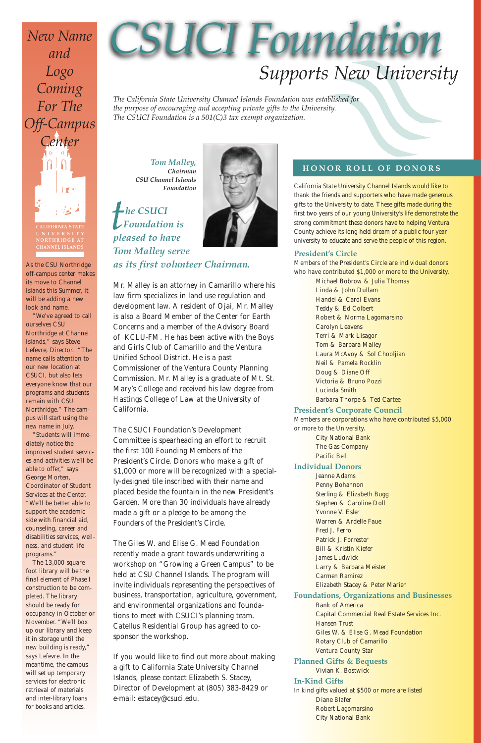# CSUCI Foundation

## Supports New University

*The California State University Channel Islands Foundation was established for the purpose of encouraging and accepting private gifts to the University. The CSUCI Foundation is a 501(C)3 tax exempt organization.*

***Tom Malley,*** ***Chairman CSU Channel Islands Foundation***

***The CSUCI Foundation is pleased to have Tom Malley serve as its first volunteer Chairman.***

Mr. Malley is an attorney in Camarillo where his law firm specializes in land use regulation and development law. A resident of Ojai, Mr. Malley is also a Board Member of the Center for Earth Concerns and a member of the Advisory Board of KCLU-FM. He has been active with the Boys and Girls Club of Camarillo and the Ventura Unified School District. He is a past Commissioner of the Ventura County Planning Commission. Mr. Malley is a graduate of Mt. St. Mary's College and received his law degree from Hastings College of Law at the University of California.

The CSUCI Foundation's Development Committee is spearheading an effort to recruit the first 100 Founding Members of the President's Circle. Donors who make a gift of $1,000 or more will be recognized with a specially-designed tile inscribed with their name and placed beside the fountain in the new President's Garden. More than 30 individuals have already made a gift or a pledge to be among the Founders of the President's Circle.

The Giles W. and Elise G. Mead Foundation recently made a grant towards underwriting a workshop on "Growing a Green Campus" to be held at CSU Channel Islands. The program will invite individuals representing the perspectives of business, transportation, agriculture, government, and environmental organizations and foundations to meet with CSUCI's planning team. Catellus Residential Group has agreed to co-sponsor the workshop.

If you would like to find out more about making a gift to California State University Channel Islands, please contact Elizabeth S. Stacey, Director of Development at (805) 383-8429 or e-mail: estacey@csuci.edu.

## *New Name and Logo Coming For The Off-Campus Center*

CALIFORNIA STATE UNIVERSITY NORTHRIDGE AT CHANNEL ISLANDS

As the CSU Northridge off-campus center makes its move to Channel Islands this Summer, it will be adding a new look and name.

"We've agreed to call ourselves CSU Northridge at Channel Islands," says Steve Lefevre, Director. "The name calls attention to our new location at CSUCI, but also lets everyone know that our programs and students remain with CSU Northridge." The campus will start using the new name in July.

"Students will immediately notice the improved student services and activities we'll be able to offer," says George Morten, Coordinator of Student Services at the Center. "We'll be better able to support the academic side with financial aid, counseling, career and disabilities services, wellness, and student life programs."

The 13,000 square foot library will be the final element of Phase I construction to be completed. The library should be ready for occupancy in October or November. "We'll box up our library and keep it in storage until the new building is ready," says Lefevre. In the meantime, the campus will set up temporary services for electronic retrieval of materials and inter-library loans for books and articles.

## HONOR ROLL OF DONORS

California State University Channel Islands would like to thank the friends and supporters who have made generous gifts to the University to date. These gifts made during the first two years of our young University's life demonstrate the strong commitment these donors have to helping Ventura County achieve its long-held dream of a public four-year university to educate and serve the people of this region.

### President's Circle

Members of the President's Circle are individual donors who have contributed $1,000 or more to the University.

- Michael Bobrow & Julia Thomas
- Linda & John Dullam
- Handel & Carol Evans
- Teddy & Ed Colbert
- Robert & Norma Lagomarsino
- Carolyn Leavens
- Terri & Mark Lisagor
- Tom & Barbara Malley
- Laura McAvoy & Sol Chooljian
- Neil & Pamela Rocklin
- Doug & Diane Off
- Victoria & Bruno Pozzi
- Lucinda Smith
- Barbara Thorpe & Ted Cartee

### President's Corporate Council

Members are corporations who have contributed $5,000 or more to the University.

- City National Bank
- The Gas Company
- Pacific Bell

### Individual Donors

- Jeanne Adams
- Penny Bohannon
- Sterling & Elizabeth Bugg
- Stephen & Caroline Doll
- Yvonne V. Esler
- Warren & Ardelle Faue
- Fred J. Ferro
- Patrick J. Forrester
- Bill & Kristin Kiefer
- James Ludwick
- Larry & Barbara Meister
- Carmen Ramirez
- Elizabeth Stacey & Peter Marien

### Foundations, Organizations and Businesses

- Bank of America
- Capital Commercial Real Estate Services Inc.
- Hansen Trust
- Giles W. & Elise G. Mead Foundation
- Rotary Club of Camarillo
- Ventura County Star

### Planned Gifts & Bequests

- Vivian K. Bostwick

### In-Kind Gifts

In kind gifts valued at $500 or more are listed

- Diane Blafer
- Robert Lagomarsino
- City National Bank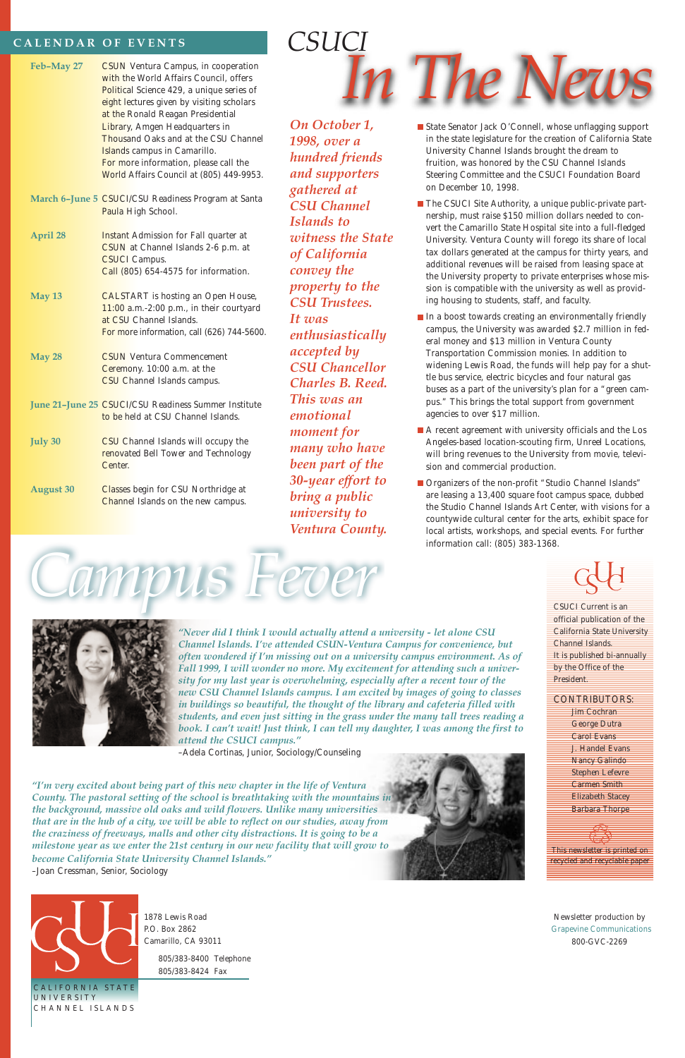## CALENDAR OF EVENTS

| | |
|---|---|
| Feb–May 27 | CSUN Ventura Campus, in cooperation with the World Affairs Council, offers Political Science 429, a unique series of eight lectures given by visiting scholars at the Ronald Reagan Presidential Library, Amgen Headquarters in Thousand Oaks and at the CSU Channel Islands campus in Camarillo. For more information, please call the World Affairs Council at (805) 449-9953. |
| March 6–June 5 | CSUCI/CSU Readiness Program at Santa Paula High School. |
| April 28 | Instant Admission for Fall quarter at CSUN at Channel Islands 2-6 p.m. at CSUCI Campus. Call (805) 654-4575 for information. |
| May 13 | CALSTART is hosting an Open House, 11:00 a.m.-2:00 p.m., in their courtyard at CSU Channel Islands. For more information, call (626) 744-5600. |
| May 28 | CSUN Ventura Commencement Ceremony. 10:00 a.m. at the CSU Channel Islands campus. |
| June 21–June 25 | CSUCI/CSU Readiness Summer Institute to be held at CSU Channel Islands. |
| July 30 | CSU Channel Islands will occupy the renovated Bell Tower and Technology Center. |
| August 30 | Classes begin for CSU Northridge at Channel Islands on the new campus. |

# CSUCI In The News

*On October 1, 1998, over a hundred friends and supporters gathered at CSU Channel Islands to witness the State of California convey the property to the CSU Trustees. It was enthusiastically accepted by CSU Chancellor Charles B. Reed. This was an emotional moment for many who have been part of the 30-year effort to bring a public university to Ventura County.*

- State Senator Jack O'Connell, whose unflagging support in the state legislature for the creation of California State University Channel Islands brought the dream to fruition, was honored by the CSU Channel Islands Steering Committee and the CSUCI Foundation Board on December 10, 1998.
- The CSUCI Site Authority, a unique public-private partnership, must raise $150 million dollars needed to convert the Camarillo State Hospital site into a full-fledged University. Ventura County will forego its share of local tax dollars generated at the campus for thirty years, and additional revenues will be raised from leasing space at the University property to private enterprises whose mission is compatible with the university as well as providing housing to students, staff, and faculty.
- In a boost towards creating an environmentally friendly campus, the University was awarded $2.7 million in federal money and $13 million in Ventura County Transportation Commission monies. In addition to widening Lewis Road, the funds will help pay for a shuttle bus service, electric bicycles and four natural gas buses as a part of the university's plan for a "green campus." This brings the total support from government agencies to over $17 million.
- A recent agreement with university officials and the Los Angeles-based location-scouting firm, Unreel Locations, will bring revenues to the University from movie, television and commercial production.
- Organizers of the non-profit "Studio Channel Islands" are leasing a 13,400 square foot campus space, dubbed the Studio Channel Islands Art Center, with visions for a countywide cultural center for the arts, exhibit space for local artists, workshops, and special events. For further information call: (805) 383-1368.

# Campus Fever

*"Never did I think I would actually attend a university - let alone CSU Channel Islands. I've attended CSUN-Ventura Campus for convenience, but often wondered if I'm missing out on a university campus environment. As of Fall 1999, I will wonder no more. My excitement for attending such a university for my last year is overwhelming, especially after a recent tour of the new CSU Channel Islands campus. I am excited by images of going to classes in buildings so beautiful, the thought of the library and cafeteria filled with students, and even just sitting in the grass under the many tall trees reading a book. I can't wait! Just think, I can tell my daughter, I was among the first to attend the CSUCI campus."*

–Adela Cortinas, Junior, Sociology/Counseling

*"I'm very excited about being part of this new chapter in the life of Ventura County. The pastoral setting of the school is breathtaking with the mountains in the background, massive old oaks and wild flowers. Unlike many universities that are in the hub of a city, we will be able to reflect on our studies, away from the craziness of freeways, malls and other city distractions. It is going to be a milestone year as we enter the 21st century in our new facility that will grow to become California State University Channel Islands."*

–Joan Cressman, Senior, Sociology

CSUCI Current is an official publication of the California State University Channel Islands. It is published bi-annually by the Office of the President.

CONTRIBUTORS:
Jim Cochran
George Dutra
Carol Evans
J. Handel Evans
Nancy Galindo
Stephen Lefevre
Carmen Smith
Elizabeth Stacey
Barbara Thorpe

This newsletter is printed on recycled and recyclable paper

CALIFORNIA STATE UNIVERSITY CHANNEL ISLANDS

1878 Lewis Road
P.O. Box 2862
Camarillo, CA 93011

805/383-8400 Telephone
805/383-8424 Fax

Newsletter production by
Grapevine Communications
800-GVC-2269